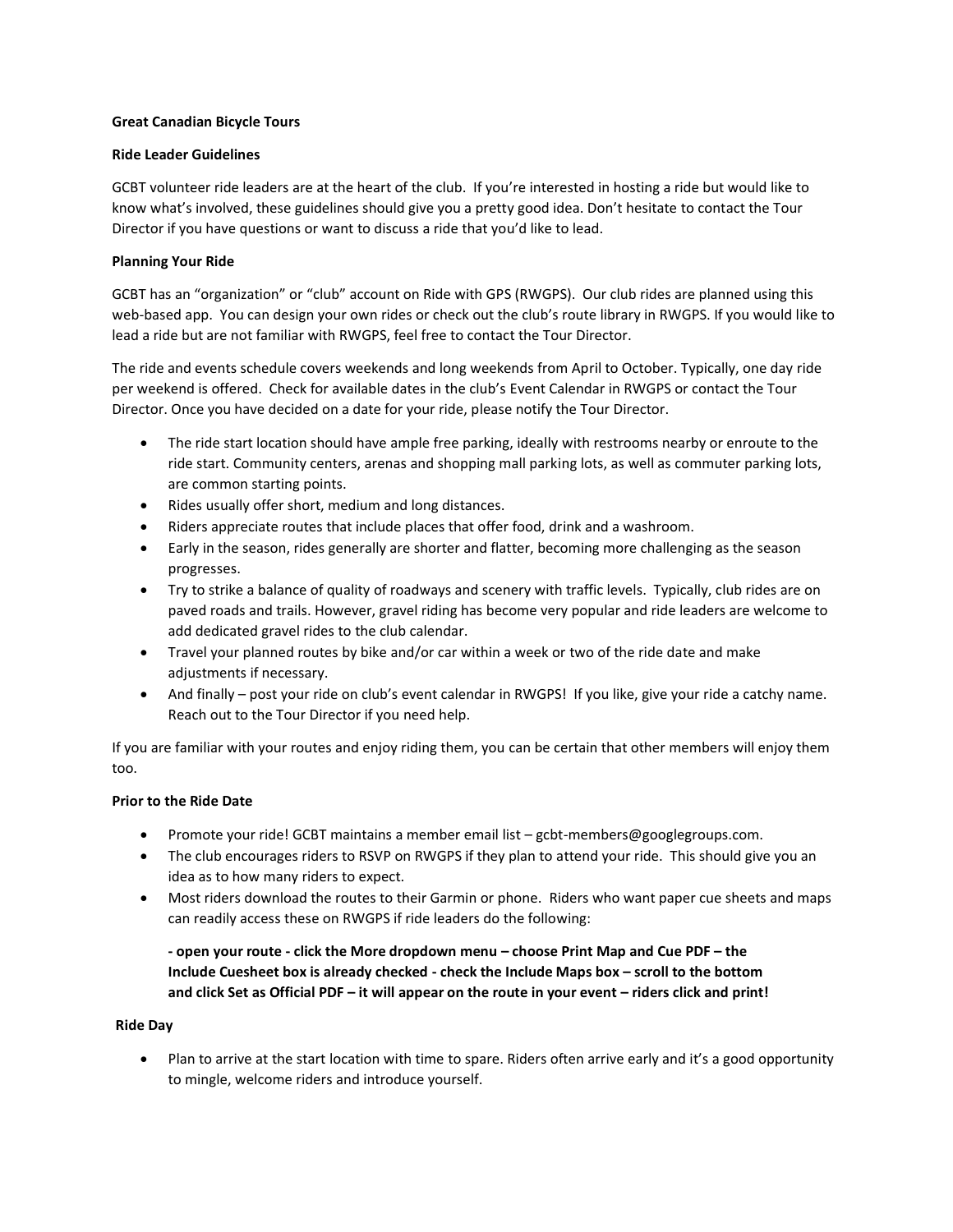**Great Canadian Bicycle Tours**

**Ride Leader Guidelines**

GCBT volunteer ride leaders are at the heart of the club. If you're interested in hosting a ride but would like to know what's involved, these guidelines should give you a pretty good idea. Don't hesitate to contact the Tour Director if you have questions or want to discuss a ride that you'd like to lead.

**Planning Your Ride**

GCBT has an "organization" or "club" account on Ride with GPS (RWGPS). Our club rides are planned using this web-based app. You can design your own rides or check out the club's route library in RWGPS. If you would like to lead a ride but are not familiar with RWGPS, feel free to contact the Tour Director.

The ride and events schedule covers weekends and long weekends from April to October. Typically, one day ride per weekend is offered. Check for available dates in the club's Event Calendar in RWGPS or contact the Tour Director. Once you have decided on a date for your ride, please notify the Tour Director.

- The ride start location should have ample free parking, ideally with restrooms nearby or enroute to the ride start. Community centers, arenas and shopping mall parking lots, as well as commuter parking lots, are common starting points.
- Rides usually offer short, medium and long distances.
- Riders appreciate routes that include places that offer food, drink and a washroom.
- Early in the season, rides generally are shorter and flatter, becoming more challenging as the season progresses.
- Try to strike a balance of quality of roadways and scenery with traffic levels. Typically, club rides are on paved roads and trails. However, gravel riding has become very popular and ride leaders are welcome to add dedicated gravel rides to the club calendar.
- Travel your planned routes by bike and/or car within a week or two of the ride date and make adjustments if necessary.
- And finally – post your ride on club's event calendar in RWGPS! If you like, give your ride a catchy name. Reach out to the Tour Director if you need help.

If you are familiar with your routes and enjoy riding them, you can be certain that other members will enjoy them too.

**Prior to the Ride Date**

- Promote your ride! GCBT maintains a member email list – gcbt-members@googlegroups.com.
- The club encourages riders to RSVP on RWGPS if they plan to attend your ride. This should give you an idea as to how many riders to expect.
- Most riders download the routes to their Garmin or phone. Riders who want paper cue sheets and maps can readily access these on RWGPS if ride leaders do the following:

  **- open your route - click the More dropdown menu – choose Print Map and Cue PDF – the Include Cuesheet box is already checked - check the Include Maps box – scroll to the bottom and click Set as Official PDF – it will appear on the route in your event – riders click and print!**

**Ride Day**

- Plan to arrive at the start location with time to spare. Riders often arrive early and it's a good opportunity to mingle, welcome riders and introduce yourself.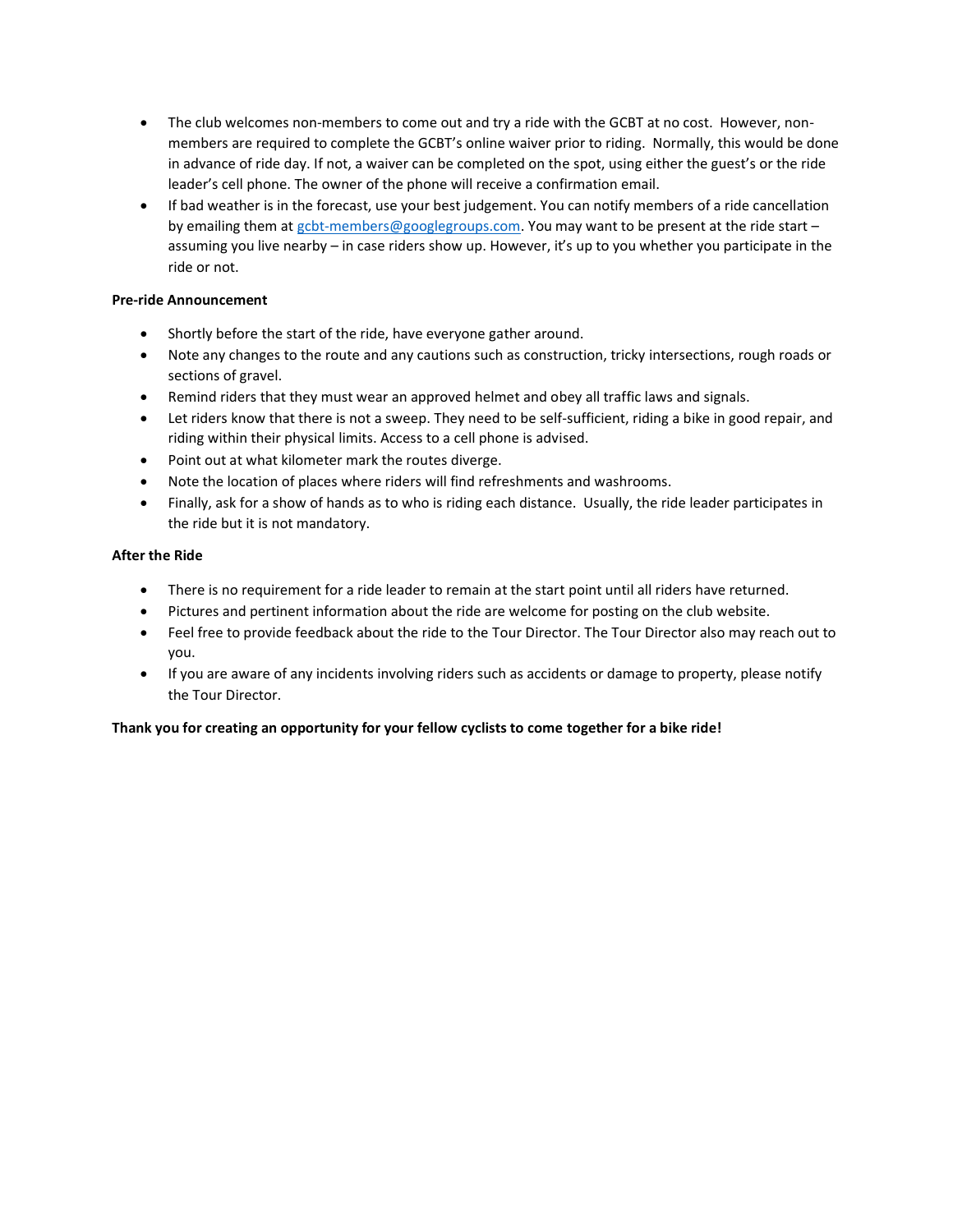- The club welcomes non-members to come out and try a ride with the GCBT at no cost. However, non-members are required to complete the GCBT's online waiver prior to riding. Normally, this would be done in advance of ride day. If not, a waiver can be completed on the spot, using either the guest's or the ride leader's cell phone. The owner of the phone will receive a confirmation email.
- If bad weather is in the forecast, use your best judgement. You can notify members of a ride cancellation by emailing them at [gcbt-members@googlegroups.com](mailto:gcbt-members@googlegroups.com). You may want to be present at the ride start – assuming you live nearby – in case riders show up. However, it's up to you whether you participate in the ride or not.

**Pre-ride Announcement**

- Shortly before the start of the ride, have everyone gather around.
- Note any changes to the route and any cautions such as construction, tricky intersections, rough roads or sections of gravel.
- Remind riders that they must wear an approved helmet and obey all traffic laws and signals.
- Let riders know that there is not a sweep. They need to be self-sufficient, riding a bike in good repair, and riding within their physical limits. Access to a cell phone is advised.
- Point out at what kilometer mark the routes diverge.
- Note the location of places where riders will find refreshments and washrooms.
- Finally, ask for a show of hands as to who is riding each distance. Usually, the ride leader participates in the ride but it is not mandatory.

**After the Ride**

- There is no requirement for a ride leader to remain at the start point until all riders have returned.
- Pictures and pertinent information about the ride are welcome for posting on the club website.
- Feel free to provide feedback about the ride to the Tour Director. The Tour Director also may reach out to you.
- If you are aware of any incidents involving riders such as accidents or damage to property, please notify the Tour Director.

**Thank you for creating an opportunity for your fellow cyclists to come together for a bike ride!**